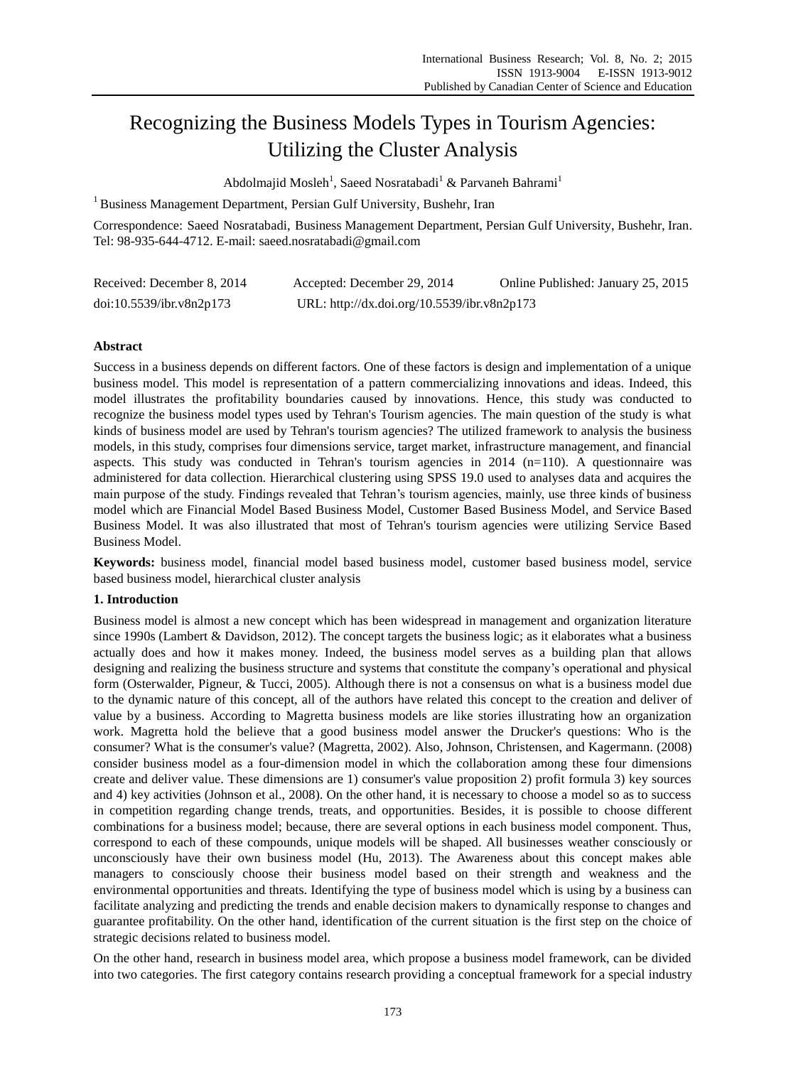# Recognizing the Business Models Types in Tourism Agencies: Utilizing the Cluster Analysis

Abdolmajid Mosleh[1], Saeed Nosratabadi[1] & Parvaneh Bahrami[1]

[1] Business Management Department, Persian Gulf University, Bushehr, Iran

Correspondence: Saeed Nosratabadi, Business Management Department, Persian Gulf University, Bushehr, Iran. Tel: 98-935-644-4712. E-mail: saeed.nosratabadi@gmail.com

Received: December 8, 2014 Accepted: December 29, 2014 Online Published: January 25, 2015

doi:10.5539/ibr.v8n2p173 URL: http://dx.doi.org/10.5539/ibr.v8n2p173

## Abstract

Success in a business depends on different factors. One of these factors is design and implementation of a unique business model. This model is representation of a pattern commercializing innovations and ideas. Indeed, this model illustrates the profitability boundaries caused by innovations. Hence, this study was conducted to recognize the business model types used by Tehran's Tourism agencies. The main question of the study is what kinds of business model are used by Tehran's tourism agencies? The utilized framework to analysis the business models, in this study, comprises four dimensions service, target market, infrastructure management, and financial aspects. This study was conducted in Tehran's tourism agencies in 2014 (n=110). A questionnaire was administered for data collection. Hierarchical clustering using SPSS 19.0 used to analyses data and acquires the main purpose of the study. Findings revealed that Tehran's tourism agencies, mainly, use three kinds of business model which are Financial Model Based Business Model, Customer Based Business Model, and Service Based Business Model. It was also illustrated that most of Tehran's tourism agencies were utilizing Service Based Business Model.

**Keywords:** business model, financial model based business model, customer based business model, service based business model, hierarchical cluster analysis

## 1. Introduction

Business model is almost a new concept which has been widespread in management and organization literature since 1990s (Lambert & Davidson, 2012). The concept targets the business logic; as it elaborates what a business actually does and how it makes money. Indeed, the business model serves as a building plan that allows designing and realizing the business structure and systems that constitute the company's operational and physical form (Osterwalder, Pigneur, & Tucci, 2005). Although there is not a consensus on what is a business model due to the dynamic nature of this concept, all of the authors have related this concept to the creation and deliver of value by a business. According to Magretta business models are like stories illustrating how an organization work. Magretta hold the believe that a good business model answer the Drucker's questions: Who is the consumer? What is the consumer's value? (Magretta, 2002). Also, Johnson, Christensen, and Kagermann. (2008) consider business model as a four-dimension model in which the collaboration among these four dimensions create and deliver value. These dimensions are 1) consumer's value proposition 2) profit formula 3) key sources and 4) key activities (Johnson et al., 2008). On the other hand, it is necessary to choose a model so as to success in competition regarding change trends, treats, and opportunities. Besides, it is possible to choose different combinations for a business model; because, there are several options in each business model component. Thus, correspond to each of these compounds, unique models will be shaped. All businesses weather consciously or unconsciously have their own business model (Hu, 2013). The Awareness about this concept makes able managers to consciously choose their business model based on their strength and weakness and the environmental opportunities and threats. Identifying the type of business model which is using by a business can facilitate analyzing and predicting the trends and enable decision makers to dynamically response to changes and guarantee profitability. On the other hand, identification of the current situation is the first step on the choice of strategic decisions related to business model.

On the other hand, research in business model area, which propose a business model framework, can be divided into two categories. The first category contains research providing a conceptual framework for a special industry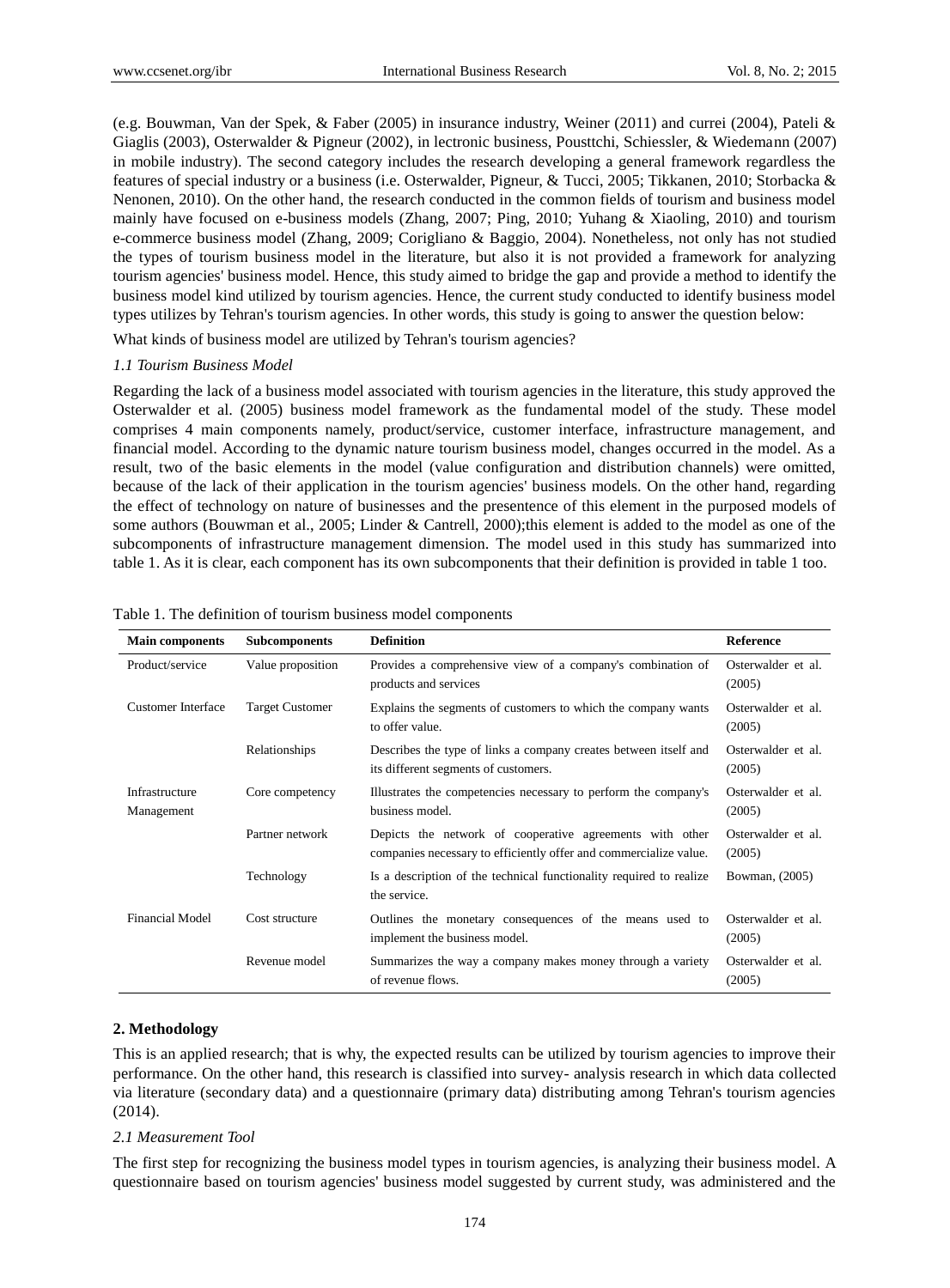(e.g. Bouwman, Van der Spek, & Faber (2005) in insurance industry, Weiner (2011) and currei (2004), Pateli & Giaglis (2003), Osterwalder & Pigneur (2002), in lectronic business, Pousttchi, Schiessler, & Wiedemann (2007) in mobile industry). The second category includes the research developing a general framework regardless the features of special industry or a business (i.e. Osterwalder, Pigneur, & Tucci, 2005; Tikkanen, 2010; Storbacka & Nenonen, 2010). On the other hand, the research conducted in the common fields of tourism and business model mainly have focused on e-business models (Zhang, 2007; Ping, 2010; Yuhang & Xiaoling, 2010) and tourism e-commerce business model (Zhang, 2009; Corigliano & Baggio, 2004). Nonetheless, not only has not studied the types of tourism business model in the literature, but also it is not provided a framework for analyzing tourism agencies' business model. Hence, this study aimed to bridge the gap and provide a method to identify the business model kind utilized by tourism agencies. Hence, the current study conducted to identify business model types utilizes by Tehran's tourism agencies. In other words, this study is going to answer the question below:

What kinds of business model are utilized by Tehran's tourism agencies?

### *1.1 Tourism Business Model*

Regarding the lack of a business model associated with tourism agencies in the literature, this study approved the Osterwalder et al. (2005) business model framework as the fundamental model of the study. These model comprises 4 main components namely, product/service, customer interface, infrastructure management, and financial model. According to the dynamic nature tourism business model, changes occurred in the model. As a result, two of the basic elements in the model (value configuration and distribution channels) were omitted, because of the lack of their application in the tourism agencies' business models. On the other hand, regarding the effect of technology on nature of businesses and the presentence of this element in the purposed models of some authors (Bouwman et al., 2005; Linder & Cantrell, 2000);this element is added to the model as one of the subcomponents of infrastructure management dimension. The model used in this study has summarized into table 1. As it is clear, each component has its own subcomponents that their definition is provided in table 1 too.

Table 1. The definition of tourism business model components

| **Main components** | **Subcomponents** | **Definition** | **Reference** |
|---|---|---|---|
| Product/service | Value proposition | Provides a comprehensive view of a company's combination of products and services | Osterwalder et al. (2005) |
| Customer Interface | Target Customer | Explains the segments of customers to which the company wants to offer value. | Osterwalder et al. (2005) |
| | Relationships | Describes the type of links a company creates between itself and its different segments of customers. | Osterwalder et al. (2005) |
| Infrastructure Management | Core competency | Illustrates the competencies necessary to perform the company's business model. | Osterwalder et al. (2005) |
| | Partner network | Depicts the network of cooperative agreements with other companies necessary to efficiently offer and commercialize value. | Osterwalder et al. (2005) |
| | Technology | Is a description of the technical functionality required to realize the service. | Bowman, (2005) |
| Financial Model | Cost structure | Outlines the monetary consequences of the means used to implement the business model. | Osterwalder et al. (2005) |
| | Revenue model | Summarizes the way a company makes money through a variety of revenue flows. | Osterwalder et al. (2005) |

## 2. Methodology

This is an applied research; that is why, the expected results can be utilized by tourism agencies to improve their performance. On the other hand, this research is classified into survey- analysis research in which data collected via literature (secondary data) and a questionnaire (primary data) distributing among Tehran's tourism agencies (2014).

### *2.1 Measurement Tool*

The first step for recognizing the business model types in tourism agencies, is analyzing their business model. A questionnaire based on tourism agencies' business model suggested by current study, was administered and the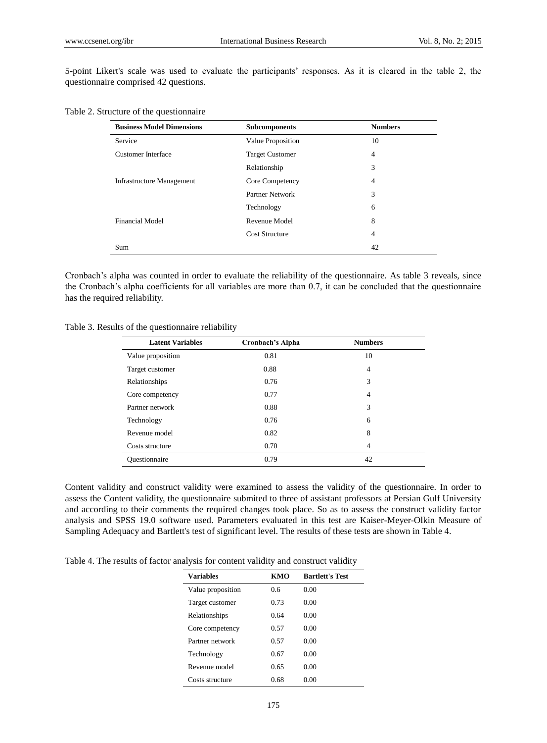5-point Likert's scale was used to evaluate the participants' responses. As it is cleared in the table 2, the questionnaire comprised 42 questions.

Table 2. Structure of the questionnaire

| Business Model Dimensions | Subcomponents | Numbers |
|---|---|---|
| Service | Value Proposition | 10 |
| Customer Interface | Target Customer | 4 |
| | Relationship | 3 |
| Infrastructure Management | Core Competency | 4 |
| | Partner Network | 3 |
| | Technology | 6 |
| Financial Model | Revenue Model | 8 |
| | Cost Structure | 4 |
| Sum | | 42 |

Cronbach's alpha was counted in order to evaluate the reliability of the questionnaire. As table 3 reveals, since the Cronbach's alpha coefficients for all variables are more than 0.7, it can be concluded that the questionnaire has the required reliability.

Table 3. Results of the questionnaire reliability

| Latent Variables | Cronbach's Alpha | Numbers |
|---|---|---|
| Value proposition | 0.81 | 10 |
| Target customer | 0.88 | 4 |
| Relationships | 0.76 | 3 |
| Core competency | 0.77 | 4 |
| Partner network | 0.88 | 3 |
| Technology | 0.76 | 6 |
| Revenue model | 0.82 | 8 |
| Costs structure | 0.70 | 4 |
| Questionnaire | 0.79 | 42 |

Content validity and construct validity were examined to assess the validity of the questionnaire. In order to assess the Content validity, the questionnaire submited to three of assistant professors at Persian Gulf University and according to their comments the required changes took place. So as to assess the construct validity factor analysis and SPSS 19.0 software used. Parameters evaluated in this test are Kaiser-Meyer-Olkin Measure of Sampling Adequacy and Bartlett's test of significant level. The results of these tests are shown in Table 4.

Table 4. The results of factor analysis for content validity and construct validity

| Variables | KMO | Bartlett's Test |
|---|---|---|
| Value proposition | 0.6 | 0.00 |
| Target customer | 0.73 | 0.00 |
| Relationships | 0.64 | 0.00 |
| Core competency | 0.57 | 0.00 |
| Partner network | 0.57 | 0.00 |
| Technology | 0.67 | 0.00 |
| Revenue model | 0.65 | 0.00 |
| Costs structure | 0.68 | 0.00 |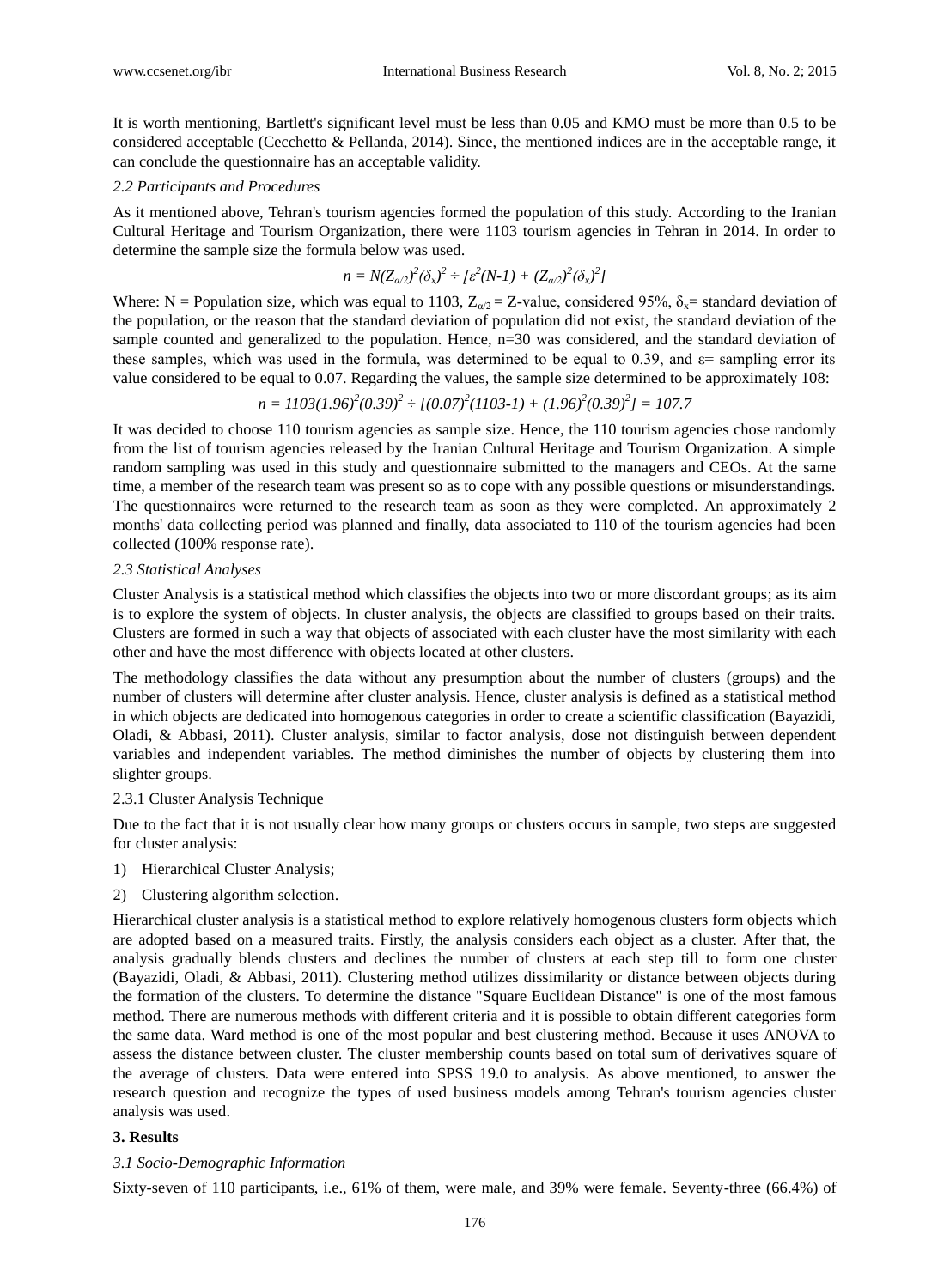It is worth mentioning, Bartlett's significant level must be less than 0.05 and KMO must be more than 0.5 to be considered acceptable (Cecchetto & Pellanda, 2014). Since, the mentioned indices are in the acceptable range, it can conclude the questionnaire has an acceptable validity.

### *2.2 Participants and Procedures*

As it mentioned above, Tehran's tourism agencies formed the population of this study. According to the Iranian Cultural Heritage and Tourism Organization, there were 1103 tourism agencies in Tehran in 2014. In order to determine the sample size the formula below was used.

$$n = N(Z_{\alpha/2})^2(\delta_x)^2 \div [\varepsilon^2(N-1) + (Z_{\alpha/2})^2(\delta_x)^2]$$

Where: N = Population size, which was equal to 1103, $Z_{\alpha/2}$ = Z-value, considered 95%, $\delta_x$= standard deviation of the population, or the reason that the standard deviation of population did not exist, the standard deviation of the sample counted and generalized to the population. Hence, n=30 was considered, and the standard deviation of these samples, which was used in the formula, was determined to be equal to 0.39, and ε= sampling error its value considered to be equal to 0.07. Regarding the values, the sample size determined to be approximately 108:

$$n = 1103(1.96)^2(0.39)^2 \div [(0.07)^2(1103-1) + (1.96)^2(0.39)^2] = 107.7$$

It was decided to choose 110 tourism agencies as sample size. Hence, the 110 tourism agencies chose randomly from the list of tourism agencies released by the Iranian Cultural Heritage and Tourism Organization. A simple random sampling was used in this study and questionnaire submitted to the managers and CEOs. At the same time, a member of the research team was present so as to cope with any possible questions or misunderstandings. The questionnaires were returned to the research team as soon as they were completed. An approximately 2 months' data collecting period was planned and finally, data associated to 110 of the tourism agencies had been collected (100% response rate).

### *2.3 Statistical Analyses*

Cluster Analysis is a statistical method which classifies the objects into two or more discordant groups; as its aim is to explore the system of objects. In cluster analysis, the objects are classified to groups based on their traits. Clusters are formed in such a way that objects of associated with each cluster have the most similarity with each other and have the most difference with objects located at other clusters.

The methodology classifies the data without any presumption about the number of clusters (groups) and the number of clusters will determine after cluster analysis. Hence, cluster analysis is defined as a statistical method in which objects are dedicated into homogenous categories in order to create a scientific classification (Bayazidi, Oladi, & Abbasi, 2011). Cluster analysis, similar to factor analysis, dose not distinguish between dependent variables and independent variables. The method diminishes the number of objects by clustering them into slighter groups.

#### 2.3.1 Cluster Analysis Technique

Due to the fact that it is not usually clear how many groups or clusters occurs in sample, two steps are suggested for cluster analysis:

1) Hierarchical Cluster Analysis;
2) Clustering algorithm selection.

Hierarchical cluster analysis is a statistical method to explore relatively homogenous clusters form objects which are adopted based on a measured traits. Firstly, the analysis considers each object as a cluster. After that, the analysis gradually blends clusters and declines the number of clusters at each step till to form one cluster (Bayazidi, Oladi, & Abbasi, 2011). Clustering method utilizes dissimilarity or distance between objects during the formation of the clusters. To determine the distance "Square Euclidean Distance" is one of the most famous method. There are numerous methods with different criteria and it is possible to obtain different categories form the same data. Ward method is one of the most popular and best clustering method. Because it uses ANOVA to assess the distance between cluster. The cluster membership counts based on total sum of derivatives square of the average of clusters. Data were entered into SPSS 19.0 to analysis. As above mentioned, to answer the research question and recognize the types of used business models among Tehran's tourism agencies cluster analysis was used.

## 3. Results

### *3.1 Socio-Demographic Information*

Sixty-seven of 110 participants, i.e., 61% of them, were male, and 39% were female. Seventy-three (66.4%) of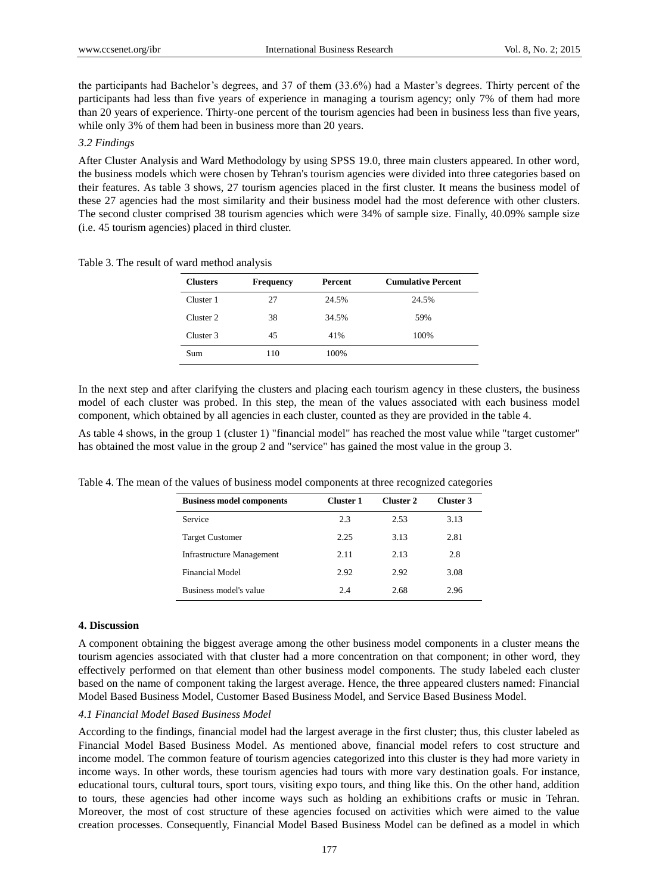the participants had Bachelor's degrees, and 37 of them (33.6%) had a Master's degrees. Thirty percent of the participants had less than five years of experience in managing a tourism agency; only 7% of them had more than 20 years of experience. Thirty-one percent of the tourism agencies had been in business less than five years, while only 3% of them had been in business more than 20 years.

### *3.2 Findings*

After Cluster Analysis and Ward Methodology by using SPSS 19.0, three main clusters appeared. In other word, the business models which were chosen by Tehran's tourism agencies were divided into three categories based on their features. As table 3 shows, 27 tourism agencies placed in the first cluster. It means the business model of these 27 agencies had the most similarity and their business model had the most deference with other clusters. The second cluster comprised 38 tourism agencies which were 34% of sample size. Finally, 40.09% sample size (i.e. 45 tourism agencies) placed in third cluster.

Table 3. The result of ward method analysis

| Clusters | Frequency | Percent | Cumulative Percent |
|---|---|---|---|
| Cluster 1 | 27 | 24.5% | 24.5% |
| Cluster 2 | 38 | 34.5% | 59% |
| Cluster 3 | 45 | 41% | 100% |
| Sum | 110 | 100% | |

In the next step and after clarifying the clusters and placing each tourism agency in these clusters, the business model of each cluster was probed. In this step, the mean of the values associated with each business model component, which obtained by all agencies in each cluster, counted as they are provided in the table 4.

As table 4 shows, in the group 1 (cluster 1) "financial model" has reached the most value while "target customer" has obtained the most value in the group 2 and "service" has gained the most value in the group 3.

Table 4. The mean of the values of business model components at three recognized categories

| Business model components | Cluster 1 | Cluster 2 | Cluster 3 |
|---|---|---|---|
| Service | 2.3 | 2.53 | 3.13 |
| Target Customer | 2.25 | 3.13 | 2.81 |
| Infrastructure Management | 2.11 | 2.13 | 2.8 |
| Financial Model | 2.92 | 2.92 | 3.08 |
| Business model's value | 2.4 | 2.68 | 2.96 |

## 4. Discussion

A component obtaining the biggest average among the other business model components in a cluster means the tourism agencies associated with that cluster had a more concentration on that component; in other word, they effectively performed on that element than other business model components. The study labeled each cluster based on the name of component taking the largest average. Hence, the three appeared clusters named: Financial Model Based Business Model, Customer Based Business Model, and Service Based Business Model.

### *4.1 Financial Model Based Business Model*

According to the findings, financial model had the largest average in the first cluster; thus, this cluster labeled as Financial Model Based Business Model. As mentioned above, financial model refers to cost structure and income model. The common feature of tourism agencies categorized into this cluster is they had more variety in income ways. In other words, these tourism agencies had tours with more vary destination goals. For instance, educational tours, cultural tours, sport tours, visiting expo tours, and thing like this. On the other hand, addition to tours, these agencies had other income ways such as holding an exhibitions crafts or music in Tehran. Moreover, the most of cost structure of these agencies focused on activities which were aimed to the value creation processes. Consequently, Financial Model Based Business Model can be defined as a model in which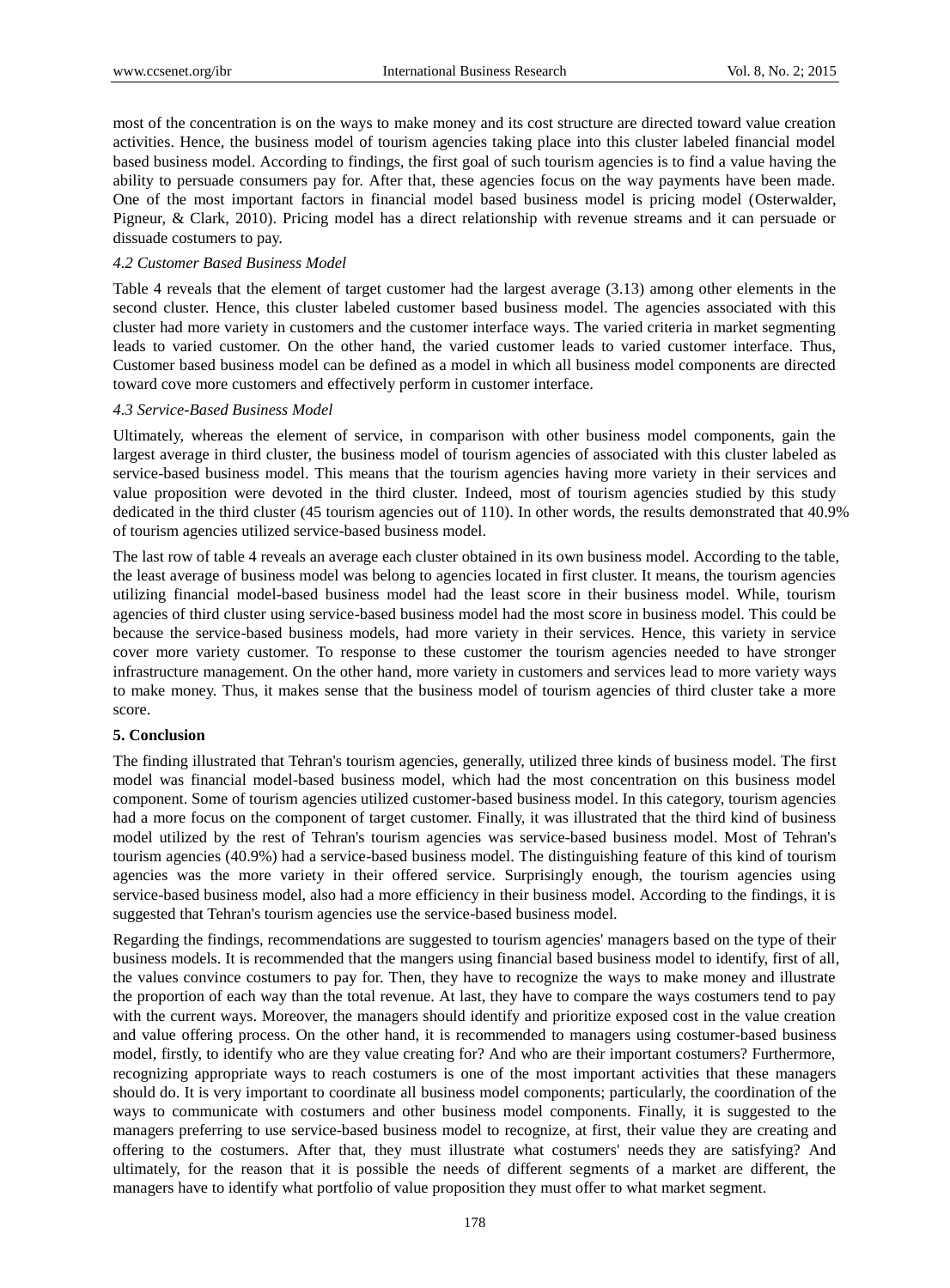most of the concentration is on the ways to make money and its cost structure are directed toward value creation activities. Hence, the business model of tourism agencies taking place into this cluster labeled financial model based business model. According to findings, the first goal of such tourism agencies is to find a value having the ability to persuade consumers pay for. After that, these agencies focus on the way payments have been made. One of the most important factors in financial model based business model is pricing model (Osterwalder, Pigneur, & Clark, 2010). Pricing model has a direct relationship with revenue streams and it can persuade or dissuade costumers to pay.

### *4.2 Customer Based Business Model*

Table 4 reveals that the element of target customer had the largest average (3.13) among other elements in the second cluster. Hence, this cluster labeled customer based business model. The agencies associated with this cluster had more variety in customers and the customer interface ways. The varied criteria in market segmenting leads to varied customer. On the other hand, the varied customer leads to varied customer interface. Thus, Customer based business model can be defined as a model in which all business model components are directed toward cove more customers and effectively perform in customer interface.

### *4.3 Service-Based Business Model*

Ultimately, whereas the element of service, in comparison with other business model components, gain the largest average in third cluster, the business model of tourism agencies of associated with this cluster labeled as service-based business model. This means that the tourism agencies having more variety in their services and value proposition were devoted in the third cluster. Indeed, most of tourism agencies studied by this study dedicated in the third cluster (45 tourism agencies out of 110). In other words, the results demonstrated that 40.9% of tourism agencies utilized service-based business model.

The last row of table 4 reveals an average each cluster obtained in its own business model. According to the table, the least average of business model was belong to agencies located in first cluster. It means, the tourism agencies utilizing financial model-based business model had the least score in their business model. While, tourism agencies of third cluster using service-based business model had the most score in business model. This could be because the service-based business models, had more variety in their services. Hence, this variety in service cover more variety customer. To response to these customer the tourism agencies needed to have stronger infrastructure management. On the other hand, more variety in customers and services lead to more variety ways to make money. Thus, it makes sense that the business model of tourism agencies of third cluster take a more score.

## **5. Conclusion**

The finding illustrated that Tehran's tourism agencies, generally, utilized three kinds of business model. The first model was financial model-based business model, which had the most concentration on this business model component. Some of tourism agencies utilized customer-based business model. In this category, tourism agencies had a more focus on the component of target customer. Finally, it was illustrated that the third kind of business model utilized by the rest of Tehran's tourism agencies was service-based business model. Most of Tehran's tourism agencies (40.9%) had a service-based business model. The distinguishing feature of this kind of tourism agencies was the more variety in their offered service. Surprisingly enough, the tourism agencies using service-based business model, also had a more efficiency in their business model. According to the findings, it is suggested that Tehran's tourism agencies use the service-based business model.

Regarding the findings, recommendations are suggested to tourism agencies' managers based on the type of their business models. It is recommended that the mangers using financial based business model to identify, first of all, the values convince costumers to pay for. Then, they have to recognize the ways to make money and illustrate the proportion of each way than the total revenue. At last, they have to compare the ways costumers tend to pay with the current ways. Moreover, the managers should identify and prioritize exposed cost in the value creation and value offering process. On the other hand, it is recommended to managers using costumer-based business model, firstly, to identify who are they value creating for? And who are their important costumers? Furthermore, recognizing appropriate ways to reach costumers is one of the most important activities that these managers should do. It is very important to coordinate all business model components; particularly, the coordination of the ways to communicate with costumers and other business model components. Finally, it is suggested to the managers preferring to use service-based business model to recognize, at first, their value they are creating and offering to the costumers. After that, they must illustrate what costumers' needs they are satisfying? And ultimately, for the reason that it is possible the needs of different segments of a market are different, the managers have to identify what portfolio of value proposition they must offer to what market segment.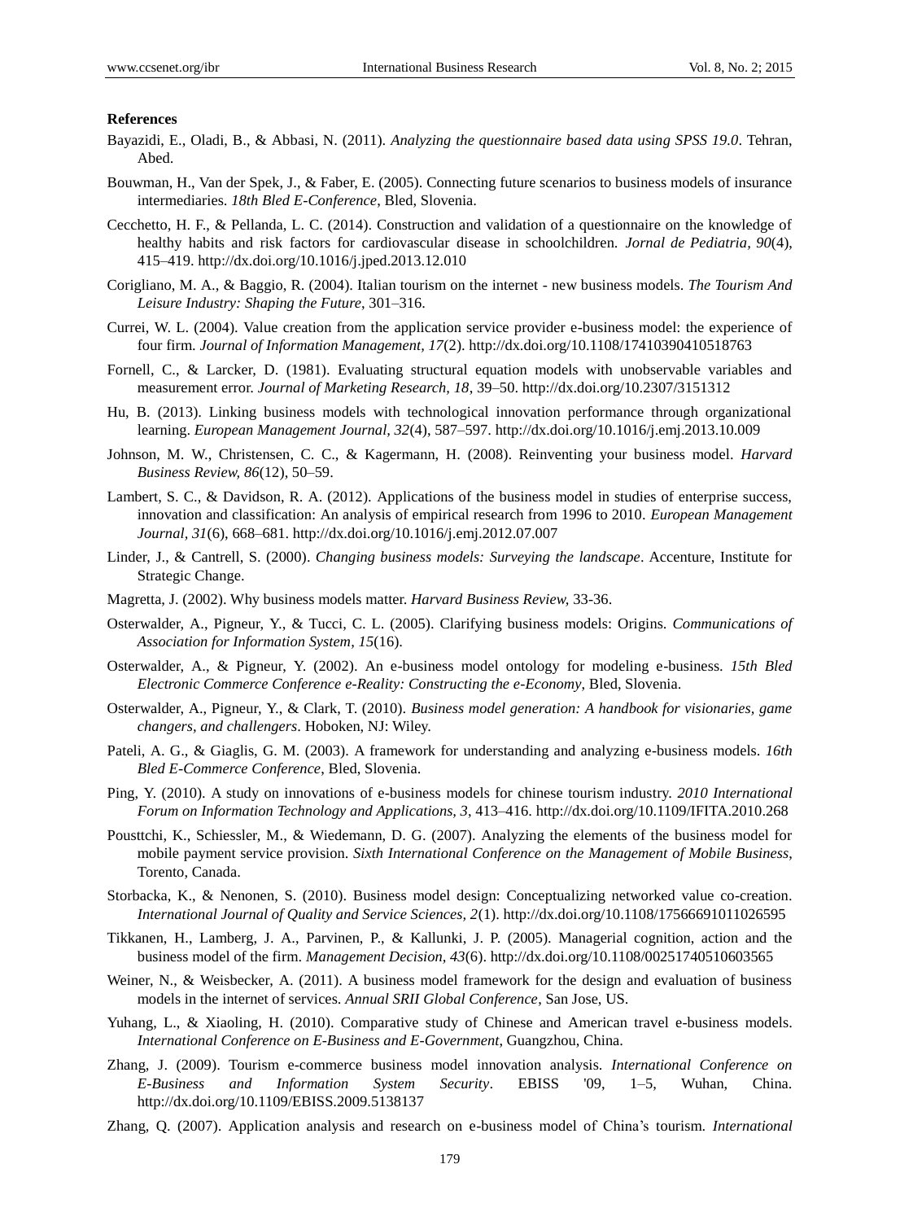**References**

Bayazidi, E., Oladi, B., & Abbasi, N. (2011). *Analyzing the questionnaire based data using SPSS 19.0*. Tehran, Abed.

Bouwman, H., Van der Spek, J., & Faber, E. (2005). Connecting future scenarios to business models of insurance intermediaries. *18th Bled E-Conference*, Bled, Slovenia.

Cecchetto, H. F., & Pellanda, L. C. (2014). Construction and validation of a questionnaire on the knowledge of healthy habits and risk factors for cardiovascular disease in schoolchildren. *Jornal de Pediatria, 90*(4), 415–419. http://dx.doi.org/10.1016/j.jped.2013.12.010

Corigliano, M. A., & Baggio, R. (2004). Italian tourism on the internet - new business models. *The Tourism And Leisure Industry: Shaping the Future*, 301–316.

Currei, W. L. (2004). Value creation from the application service provider e-business model: the experience of four firm. *Journal of Information Management, 17*(2). http://dx.doi.org/10.1108/17410390410518763

Fornell, C., & Larcker, D. (1981). Evaluating structural equation models with unobservable variables and measurement error. *Journal of Marketing Research, 18*, 39–50. http://dx.doi.org/10.2307/3151312

Hu, B. (2013). Linking business models with technological innovation performance through organizational learning. *European Management Journal, 32*(4), 587–597. http://dx.doi.org/10.1016/j.emj.2013.10.009

Johnson, M. W., Christensen, C. C., & Kagermann, H. (2008). Reinventing your business model. *Harvard Business Review, 86*(12), 50–59.

Lambert, S. C., & Davidson, R. A. (2012). Applications of the business model in studies of enterprise success, innovation and classification: An analysis of empirical research from 1996 to 2010. *European Management Journal, 31*(6), 668–681. http://dx.doi.org/10.1016/j.emj.2012.07.007

Linder, J., & Cantrell, S. (2000). *Changing business models: Surveying the landscape*. Accenture, Institute for Strategic Change.

Magretta, J. (2002). Why business models matter. *Harvard Business Review*, 33-36.

Osterwalder, A., Pigneur, Y., & Tucci, C. L. (2005). Clarifying business models: Origins. *Communications of Association for Information System, 15*(16).

Osterwalder, A., & Pigneur, Y. (2002). An e-business model ontology for modeling e-business. *15th Bled Electronic Commerce Conference e-Reality: Constructing the e-Economy*, Bled, Slovenia.

Osterwalder, A., Pigneur, Y., & Clark, T. (2010). *Business model generation: A handbook for visionaries, game changers, and challengers*. Hoboken, NJ: Wiley.

Pateli, A. G., & Giaglis, G. M. (2003). A framework for understanding and analyzing e-business models. *16th Bled E-Commerce Conference*, Bled, Slovenia.

Ping, Y. (2010). A study on innovations of e-business models for chinese tourism industry. *2010 International Forum on Information Technology and Applications, 3*, 413–416. http://dx.doi.org/10.1109/IFITA.2010.268

Pousttchi, K., Schiessler, M., & Wiedemann, D. G. (2007). Analyzing the elements of the business model for mobile payment service provision. *Sixth International Conference on the Management of Mobile Business*, Torento, Canada.

Storbacka, K., & Nenonen, S. (2010). Business model design: Conceptualizing networked value co-creation. *International Journal of Quality and Service Sciences, 2*(1). http://dx.doi.org/10.1108/17566691011026595

Tikkanen, H., Lamberg, J. A., Parvinen, P., & Kallunki, J. P. (2005). Managerial cognition, action and the business model of the firm. *Management Decision, 43*(6). http://dx.doi.org/10.1108/00251740510603565

Weiner, N., & Weisbecker, A. (2011). A business model framework for the design and evaluation of business models in the internet of services. *Annual SRII Global Conference*, San Jose, US.

Yuhang, L., & Xiaoling, H. (2010). Comparative study of Chinese and American travel e-business models. *International Conference on E-Business and E-Government*, Guangzhou, China.

Zhang, J. (2009). Tourism e-commerce business model innovation analysis. *International Conference on E-Business and Information System Security*. EBISS '09, 1–5, Wuhan, China. http://dx.doi.org/10.1109/EBISS.2009.5138137

Zhang, Q. (2007). Application analysis and research on e-business model of China's tourism. *International*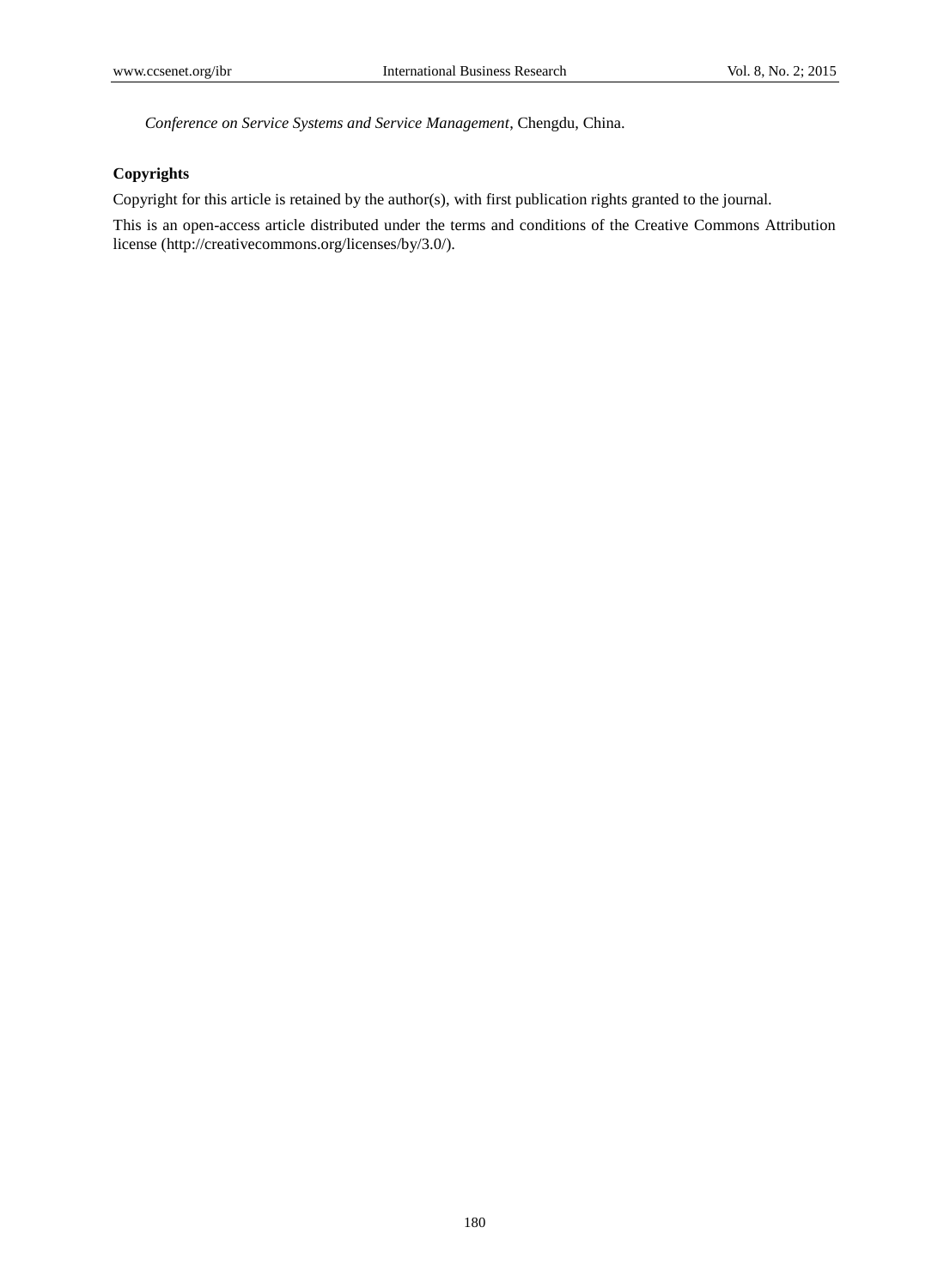*Conference on Service Systems and Service Management*, Chengdu, China.

**Copyrights**

Copyright for this article is retained by the author(s), with first publication rights granted to the journal.

This is an open-access article distributed under the terms and conditions of the Creative Commons Attribution license (http://creativecommons.org/licenses/by/3.0/).